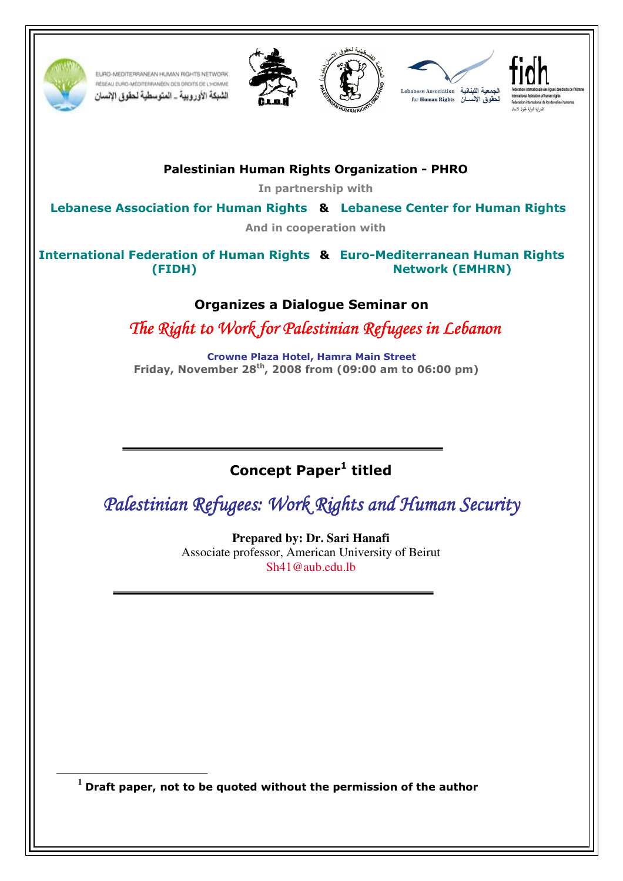EURO-MEDITERRANEAN HUMAN RIGHTS NETWORK
RÉSEAU EURO-MÉDITERRANÉEN DES DROITS DE L'HOMME
الشبكة الأوروبية ـ المتوسطية لحقوق الإنسان

**Palestinian Human Rights Organization - PHRO**

In partnership with

**Lebanese Association for Human Rights & Lebanese Center for Human Rights**

And in cooperation with

**International Federation of Human Rights (FIDH) & Euro-Mediterranean Human Rights Network (EMHRN)**

**Organizes a Dialogue Seminar on**

*The Right to Work for Palestinian Refugees in Lebanon*

**Crowne Plaza Hotel, Hamra Main Street**
**Friday, November 28th, 2008 from (09:00 am to 06:00 pm)**

---

## Concept Paper[1] titled

# *Palestinian Refugees: Work Rights and Human Security*

**Prepared by: Dr. Sari Hanafi**
Associate professor, American University of Beirut
Sh41@aub.edu.lb

---

[1] **Draft paper, not to be quoted without the permission of the author**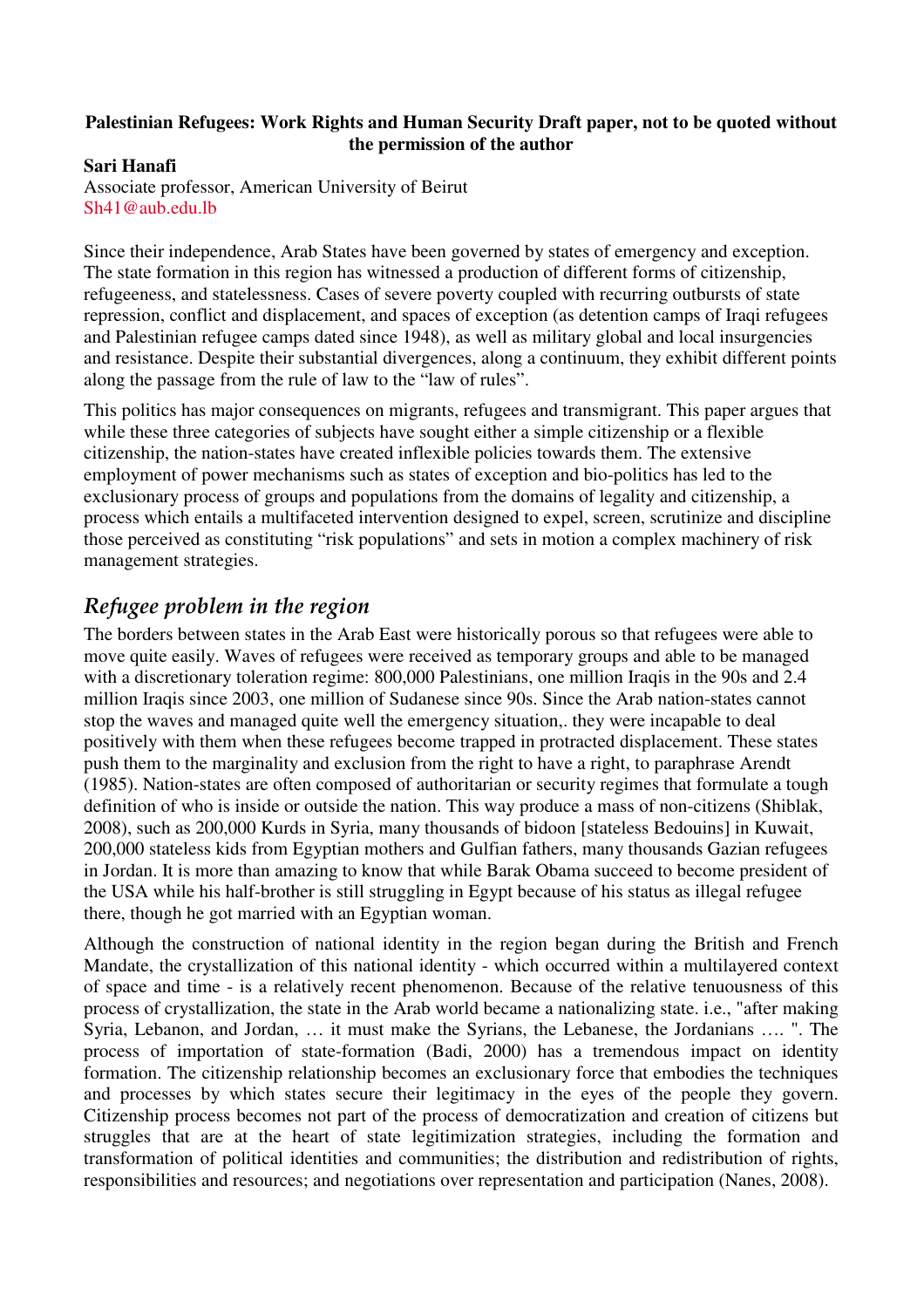**Palestinian Refugees: Work Rights and Human Security Draft paper, not to be quoted without the permission of the author**

**Sari Hanafi**
Associate professor, American University of Beirut
Sh41@aub.edu.lb

Since their independence, Arab States have been governed by states of emergency and exception. The state formation in this region has witnessed a production of different forms of citizenship, refugeeness, and statelessness. Cases of severe poverty coupled with recurring outbursts of state repression, conflict and displacement, and spaces of exception (as detention camps of Iraqi refugees and Palestinian refugee camps dated since 1948), as well as military global and local insurgencies and resistance. Despite their substantial divergences, along a continuum, they exhibit different points along the passage from the rule of law to the "law of rules".

This politics has major consequences on migrants, refugees and transmigrant. This paper argues that while these three categories of subjects have sought either a simple citizenship or a flexible citizenship, the nation-states have created inflexible policies towards them. The extensive employment of power mechanisms such as states of exception and bio-politics has led to the exclusionary process of groups and populations from the domains of legality and citizenship, a process which entails a multifaceted intervention designed to expel, screen, scrutinize and discipline those perceived as constituting "risk populations" and sets in motion a complex machinery of risk management strategies.

## *Refugee problem in the region*

The borders between states in the Arab East were historically porous so that refugees were able to move quite easily. Waves of refugees were received as temporary groups and able to be managed with a discretionary toleration regime: 800,000 Palestinians, one million Iraqis in the 90s and 2.4 million Iraqis since 2003, one million of Sudanese since 90s. Since the Arab nation-states cannot stop the waves and managed quite well the emergency situation,. they were incapable to deal positively with them when these refugees become trapped in protracted displacement. These states push them to the marginality and exclusion from the right to have a right, to paraphrase Arendt (1985). Nation-states are often composed of authoritarian or security regimes that formulate a tough definition of who is inside or outside the nation. This way produce a mass of non-citizens (Shiblak, 2008), such as 200,000 Kurds in Syria, many thousands of bidoon [stateless Bedouins] in Kuwait, 200,000 stateless kids from Egyptian mothers and Gulfian fathers, many thousands Gazian refugees in Jordan. It is more than amazing to know that while Barak Obama succeed to become president of the USA while his half-brother is still struggling in Egypt because of his status as illegal refugee there, though he got married with an Egyptian woman.

Although the construction of national identity in the region began during the British and French Mandate, the crystallization of this national identity - which occurred within a multilayered context of space and time - is a relatively recent phenomenon. Because of the relative tenuousness of this process of crystallization, the state in the Arab world became a nationalizing state. i.e., "after making Syria, Lebanon, and Jordan, … it must make the Syrians, the Lebanese, the Jordanians …. ". The process of importation of state-formation (Badi, 2000) has a tremendous impact on identity formation. The citizenship relationship becomes an exclusionary force that embodies the techniques and processes by which states secure their legitimacy in the eyes of the people they govern. Citizenship process becomes not part of the process of democratization and creation of citizens but struggles that are at the heart of state legitimization strategies, including the formation and transformation of political identities and communities; the distribution and redistribution of rights, responsibilities and resources; and negotiations over representation and participation (Nanes, 2008).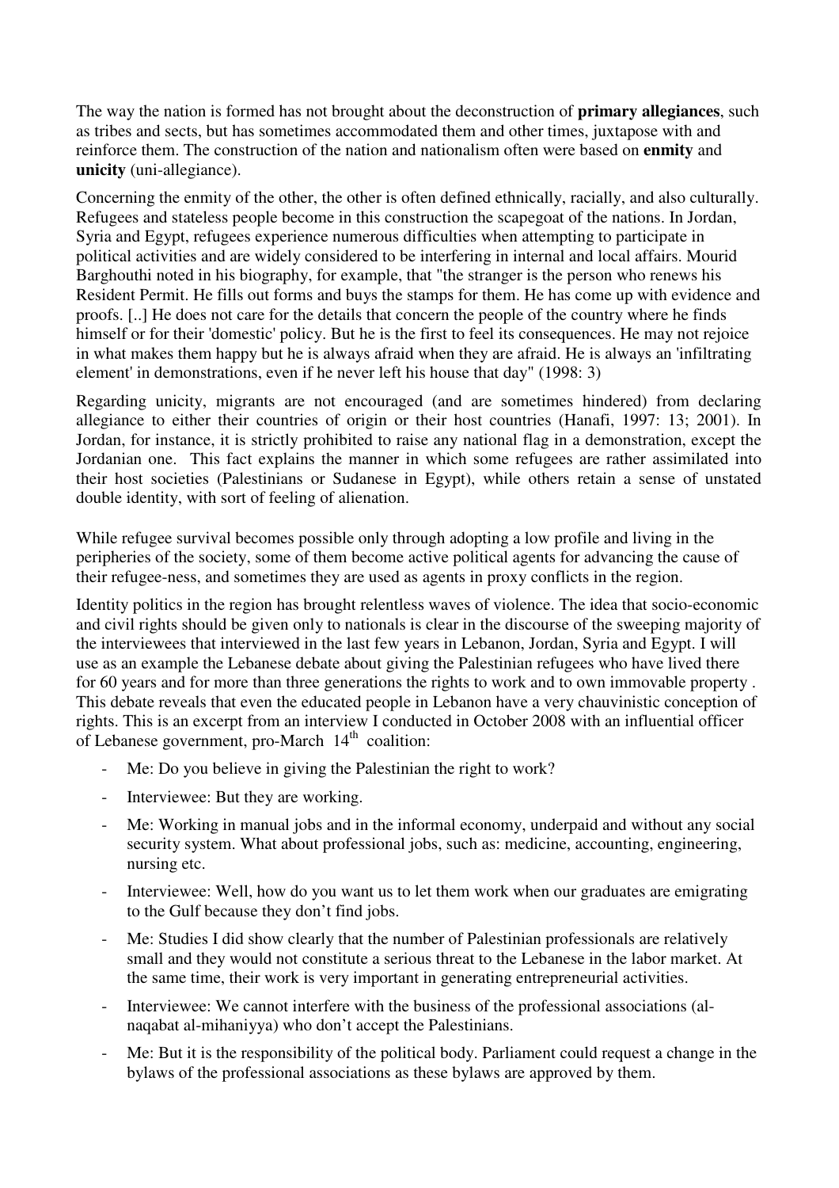The way the nation is formed has not brought about the deconstruction of **primary allegiances**, such as tribes and sects, but has sometimes accommodated them and other times, juxtapose with and reinforce them. The construction of the nation and nationalism often were based on **enmity** and **unicity** (uni-allegiance).

Concerning the enmity of the other, the other is often defined ethnically, racially, and also culturally. Refugees and stateless people become in this construction the scapegoat of the nations. In Jordan, Syria and Egypt, refugees experience numerous difficulties when attempting to participate in political activities and are widely considered to be interfering in internal and local affairs. Mourid Barghouthi noted in his biography, for example, that "the stranger is the person who renews his Resident Permit. He fills out forms and buys the stamps for them. He has come up with evidence and proofs. [..] He does not care for the details that concern the people of the country where he finds himself or for their 'domestic' policy. But he is the first to feel its consequences. He may not rejoice in what makes them happy but he is always afraid when they are afraid. He is always an 'infiltrating element' in demonstrations, even if he never left his house that day" (1998: 3)

Regarding unicity, migrants are not encouraged (and are sometimes hindered) from declaring allegiance to either their countries of origin or their host countries (Hanafi, 1997: 13; 2001). In Jordan, for instance, it is strictly prohibited to raise any national flag in a demonstration, except the Jordanian one. This fact explains the manner in which some refugees are rather assimilated into their host societies (Palestinians or Sudanese in Egypt), while others retain a sense of unstated double identity, with sort of feeling of alienation.

While refugee survival becomes possible only through adopting a low profile and living in the peripheries of the society, some of them become active political agents for advancing the cause of their refugee-ness, and sometimes they are used as agents in proxy conflicts in the region.

Identity politics in the region has brought relentless waves of violence. The idea that socio-economic and civil rights should be given only to nationals is clear in the discourse of the sweeping majority of the interviewees that interviewed in the last few years in Lebanon, Jordan, Syria and Egypt. I will use as an example the Lebanese debate about giving the Palestinian refugees who have lived there for 60 years and for more than three generations the rights to work and to own immovable property . This debate reveals that even the educated people in Lebanon have a very chauvinistic conception of rights. This is an excerpt from an interview I conducted in October 2008 with an influential officer of Lebanese government, pro-March 14th coalition:

- Me: Do you believe in giving the Palestinian the right to work?
- Interviewee: But they are working.
- Me: Working in manual jobs and in the informal economy, underpaid and without any social security system. What about professional jobs, such as: medicine, accounting, engineering, nursing etc.
- Interviewee: Well, how do you want us to let them work when our graduates are emigrating to the Gulf because they don't find jobs.
- Me: Studies I did show clearly that the number of Palestinian professionals are relatively small and they would not constitute a serious threat to the Lebanese in the labor market. At the same time, their work is very important in generating entrepreneurial activities.
- Interviewee: We cannot interfere with the business of the professional associations (al-naqabat al-mihaniyya) who don't accept the Palestinians.
- Me: But it is the responsibility of the political body. Parliament could request a change in the bylaws of the professional associations as these bylaws are approved by them.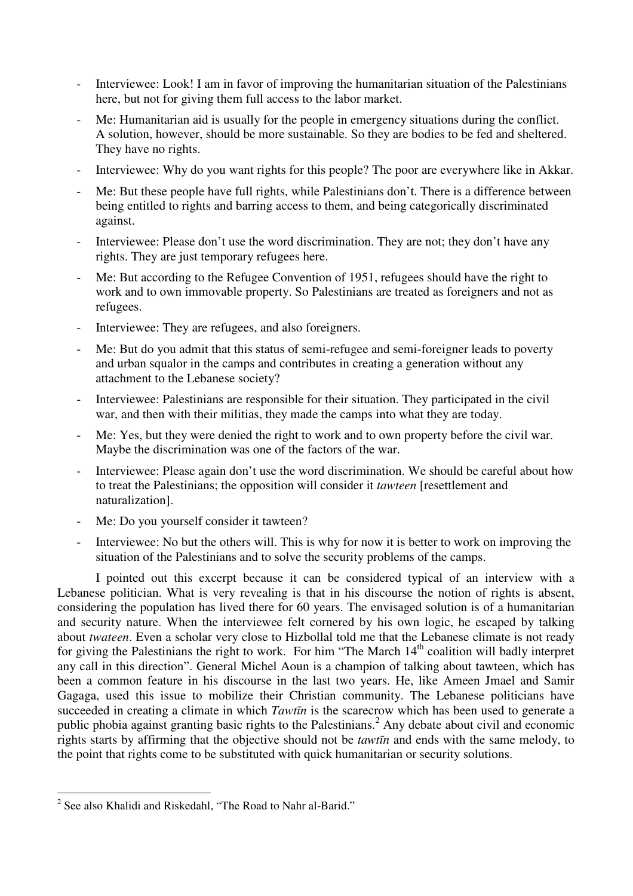- Interviewee: Look! I am in favor of improving the humanitarian situation of the Palestinians here, but not for giving them full access to the labor market.
- Me: Humanitarian aid is usually for the people in emergency situations during the conflict. A solution, however, should be more sustainable. So they are bodies to be fed and sheltered. They have no rights.
- Interviewee: Why do you want rights for this people? The poor are everywhere like in Akkar.
- Me: But these people have full rights, while Palestinians don't. There is a difference between being entitled to rights and barring access to them, and being categorically discriminated against.
- Interviewee: Please don't use the word discrimination. They are not; they don't have any rights. They are just temporary refugees here.
- Me: But according to the Refugee Convention of 1951, refugees should have the right to work and to own immovable property. So Palestinians are treated as foreigners and not as refugees.
- Interviewee: They are refugees, and also foreigners.
- Me: But do you admit that this status of semi-refugee and semi-foreigner leads to poverty and urban squalor in the camps and contributes in creating a generation without any attachment to the Lebanese society?
- Interviewee: Palestinians are responsible for their situation. They participated in the civil war, and then with their militias, they made the camps into what they are today.
- Me: Yes, but they were denied the right to work and to own property before the civil war. Maybe the discrimination was one of the factors of the war.
- Interviewee: Please again don't use the word discrimination. We should be careful about how to treat the Palestinians; the opposition will consider it *tawteen* [resettlement and naturalization].
- Me: Do you yourself consider it tawteen?
- Interviewee: No but the others will. This is why for now it is better to work on improving the situation of the Palestinians and to solve the security problems of the camps.

I pointed out this excerpt because it can be considered typical of an interview with a Lebanese politician. What is very revealing is that in his discourse the notion of rights is absent, considering the population has lived there for 60 years. The envisaged solution is of a humanitarian and security nature. When the interviewee felt cornered by his own logic, he escaped by talking about *twateen*. Even a scholar very close to Hizbollah told me that the Lebanese climate is not ready for giving the Palestinians the right to work. For him "The March 14th coalition will badly interpret any call in this direction". General Michel Aoun is a champion of talking about tawteen, which has been a common feature in his discourse in the last two years. He, like Ameen Jmael and Samir Gagaga, used this issue to mobilize their Christian community. The Lebanese politicians have succeeded in creating a climate in which *Tawtīn* is the scarecrow which has been used to generate a public phobia against granting basic rights to the Palestinians.[2] Any debate about civil and economic rights starts by affirming that the objective should not be *tawtīn* and ends with the same melody, to the point that rights come to be substituted with quick humanitarian or security solutions.

---

[2] See also Khalidi and Riskedahl, "The Road to Nahr al-Barid."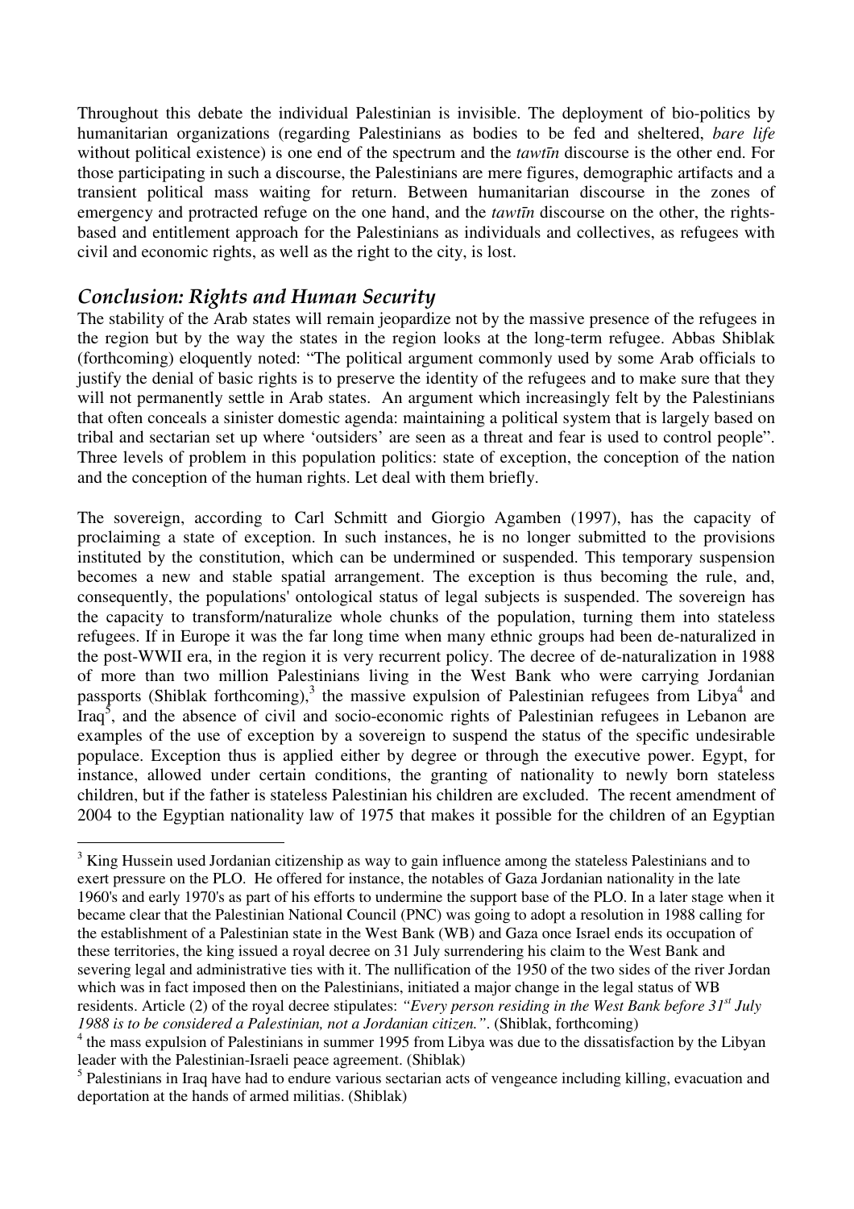Throughout this debate the individual Palestinian is invisible. The deployment of bio-politics by humanitarian organizations (regarding Palestinians as bodies to be fed and sheltered, *bare life* without political existence) is one end of the spectrum and the *tawtīn* discourse is the other end. For those participating in such a discourse, the Palestinians are mere figures, demographic artifacts and a transient political mass waiting for return. Between humanitarian discourse in the zones of emergency and protracted refuge on the one hand, and the *tawtīn* discourse on the other, the rights-based and entitlement approach for the Palestinians as individuals and collectives, as refugees with civil and economic rights, as well as the right to the city, is lost.

## *Conclusion: Rights and Human Security*

The stability of the Arab states will remain jeopardize not by the massive presence of the refugees in the region but by the way the states in the region looks at the long-term refugee. Abbas Shiblak (forthcoming) eloquently noted: "The political argument commonly used by some Arab officials to justify the denial of basic rights is to preserve the identity of the refugees and to make sure that they will not permanently settle in Arab states. An argument which increasingly felt by the Palestinians that often conceals a sinister domestic agenda: maintaining a political system that is largely based on tribal and sectarian set up where 'outsiders' are seen as a threat and fear is used to control people". Three levels of problem in this population politics: state of exception, the conception of the nation and the conception of the human rights. Let deal with them briefly.

The sovereign, according to Carl Schmitt and Giorgio Agamben (1997), has the capacity of proclaiming a state of exception. In such instances, he is no longer submitted to the provisions instituted by the constitution, which can be undermined or suspended. This temporary suspension becomes a new and stable spatial arrangement. The exception is thus becoming the rule, and, consequently, the populations' ontological status of legal subjects is suspended. The sovereign has the capacity to transform/naturalize whole chunks of the population, turning them into stateless refugees. If in Europe it was the far long time when many ethnic groups had been de-naturalized in the post-WWII era, in the region it is very recurrent policy. The decree of de-naturalization in 1988 of more than two million Palestinians living in the West Bank who were carrying Jordanian passports (Shiblak forthcoming),[3] the massive expulsion of Palestinian refugees from Libya[4] and Iraq[5], and the absence of civil and socio-economic rights of Palestinian refugees in Lebanon are examples of the use of exception by a sovereign to suspend the status of the specific undesirable populace. Exception thus is applied either by degree or through the executive power. Egypt, for instance, allowed under certain conditions, the granting of nationality to newly born stateless children, but if the father is stateless Palestinian his children are excluded. The recent amendment of 2004 to the Egyptian nationality law of 1975 that makes it possible for the children of an Egyptian

---

[3] King Hussein used Jordanian citizenship as way to gain influence among the stateless Palestinians and to exert pressure on the PLO. He offered for instance, the notables of Gaza Jordanian nationality in the late 1960's and early 1970's as part of his efforts to undermine the support base of the PLO. In a later stage when it became clear that the Palestinian National Council (PNC) was going to adopt a resolution in 1988 calling for the establishment of a Palestinian state in the West Bank (WB) and Gaza once Israel ends its occupation of these territories, the king issued a royal decree on 31 July surrendering his claim to the West Bank and severing legal and administrative ties with it. The nullification of the 1950 of the two sides of the river Jordan which was in fact imposed then on the Palestinians, initiated a major change in the legal status of WB residents. Article (2) of the royal decree stipulates: *"Every person residing in the West Bank before 31st July 1988 is to be considered a Palestinian, not a Jordanian citizen."*. (Shiblak, forthcoming)

[4] the mass expulsion of Palestinians in summer 1995 from Libya was due to the dissatisfaction by the Libyan leader with the Palestinian-Israeli peace agreement. (Shiblak)

[5] Palestinians in Iraq have had to endure various sectarian acts of vengeance including killing, evacuation and deportation at the hands of armed militias. (Shiblak)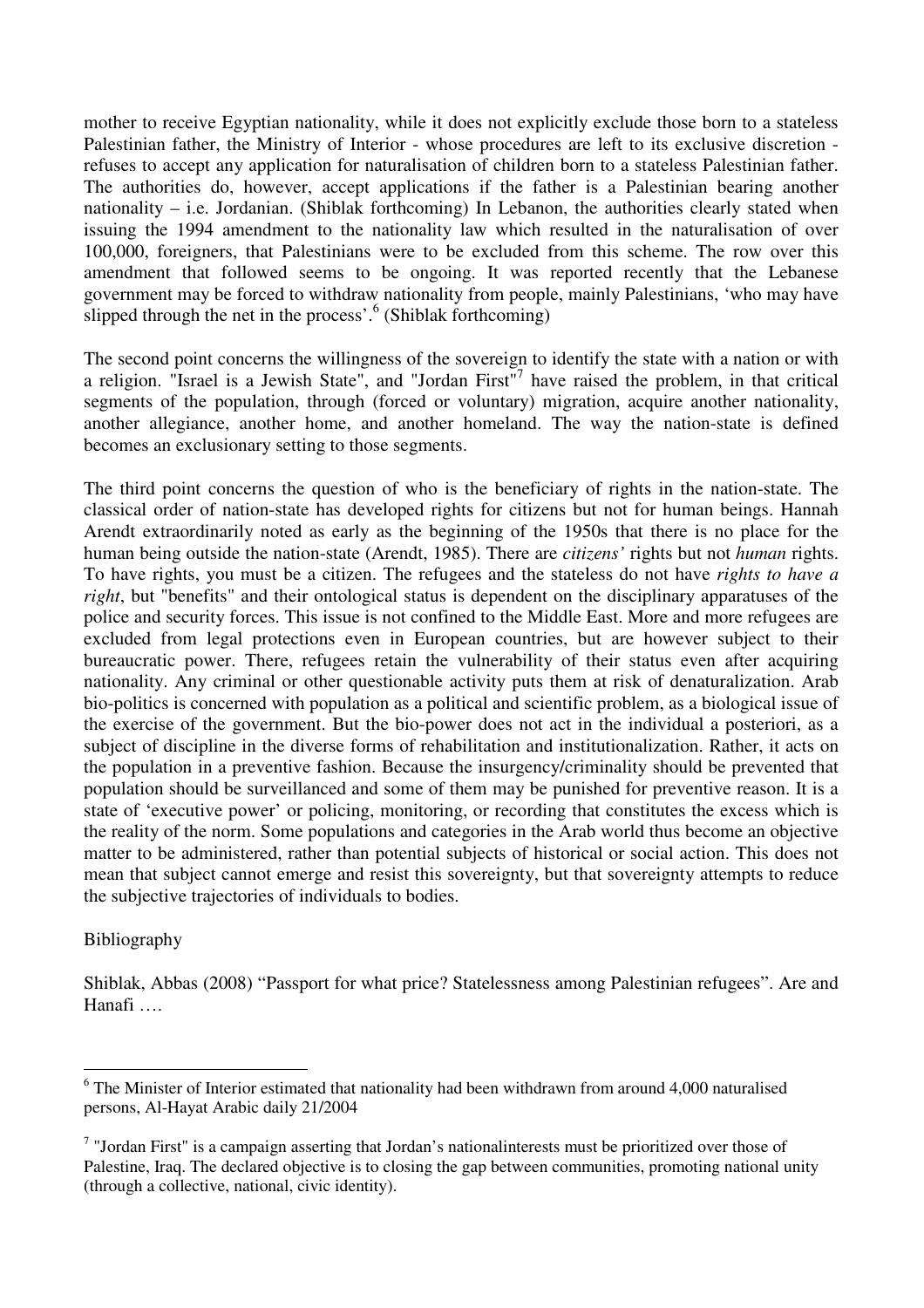mother to receive Egyptian nationality, while it does not explicitly exclude those born to a stateless Palestinian father, the Ministry of Interior - whose procedures are left to its exclusive discretion - refuses to accept any application for naturalisation of children born to a stateless Palestinian father. The authorities do, however, accept applications if the father is a Palestinian bearing another nationality – i.e. Jordanian. (Shiblak forthcoming) In Lebanon, the authorities clearly stated when issuing the 1994 amendment to the nationality law which resulted in the naturalisation of over 100,000, foreigners, that Palestinians were to be excluded from this scheme. The row over this amendment that followed seems to be ongoing. It was reported recently that the Lebanese government may be forced to withdraw nationality from people, mainly Palestinians, 'who may have slipped through the net in the process'.[6] (Shiblak forthcoming)

The second point concerns the willingness of the sovereign to identify the state with a nation or with a religion. "Israel is a Jewish State", and "Jordan First"[7] have raised the problem, in that critical segments of the population, through (forced or voluntary) migration, acquire another nationality, another allegiance, another home, and another homeland. The way the nation-state is defined becomes an exclusionary setting to those segments.

The third point concerns the question of who is the beneficiary of rights in the nation-state. The classical order of nation-state has developed rights for citizens but not for human beings. Hannah Arendt extraordinarily noted as early as the beginning of the 1950s that there is no place for the human being outside the nation-state (Arendt, 1985). There are *citizens'* rights but not *human* rights. To have rights, you must be a citizen. The refugees and the stateless do not have *rights to have a right*, but "benefits" and their ontological status is dependent on the disciplinary apparatuses of the police and security forces. This issue is not confined to the Middle East. More and more refugees are excluded from legal protections even in European countries, but are however subject to their bureaucratic power. There, refugees retain the vulnerability of their status even after acquiring nationality. Any criminal or other questionable activity puts them at risk of denaturalization. Arab bio-politics is concerned with population as a political and scientific problem, as a biological issue of the exercise of the government. But the bio-power does not act in the individual a posteriori, as a subject of discipline in the diverse forms of rehabilitation and institutionalization. Rather, it acts on the population in a preventive fashion. Because the insurgency/criminality should be prevented that population should be surveillanced and some of them may be punished for preventive reason. It is a state of 'executive power' or policing, monitoring, or recording that constitutes the excess which is the reality of the norm. Some populations and categories in the Arab world thus become an objective matter to be administered, rather than potential subjects of historical or social action. This does not mean that subject cannot emerge and resist this sovereignty, but that sovereignty attempts to reduce the subjective trajectories of individuals to bodies.

Bibliography

Shiblak, Abbas (2008) "Passport for what price? Statelessness among Palestinian refugees". Are and Hanafi ….

---

[6] The Minister of Interior estimated that nationality had been withdrawn from around 4,000 naturalised persons, Al-Hayat Arabic daily 21/2004

[7] "Jordan First" is a campaign asserting that Jordan's nationalinterests must be prioritized over those of Palestine, Iraq. The declared objective is to closing the gap between communities, promoting national unity (through a collective, national, civic identity).